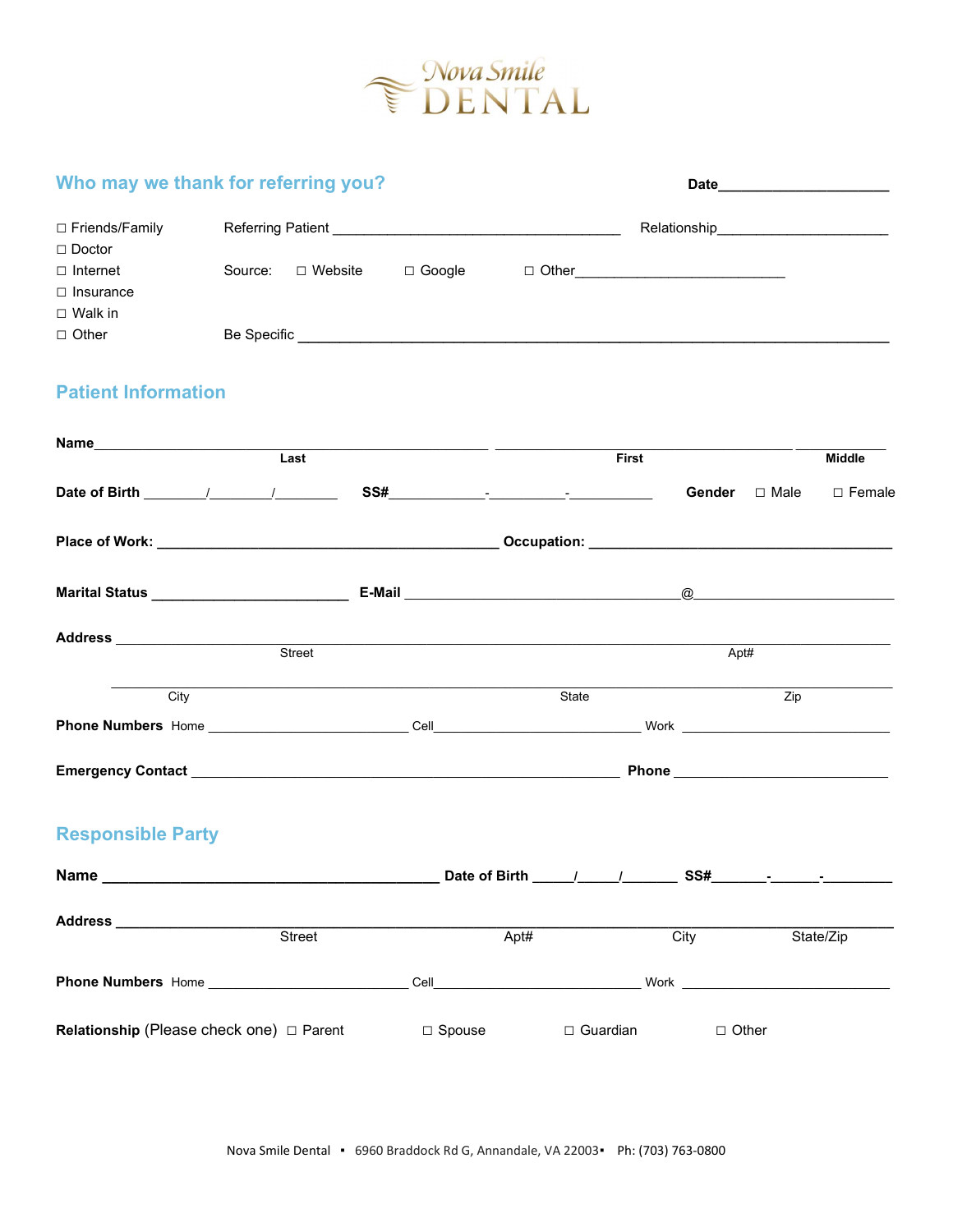# Nova Smile DENTAL

## Who may we thank for referring you?

**Date**______________________

☐ Friends/Family — Referring Patient ____________________________________ Relationship______________________

☐ Doctor

☐ Internet — Source: ☐ Website ☐ Google ☐ Other___________________________

☐ Insurance

☐ Walk in

☐ Other — Be Specific ____________________________________________________________________________

## Patient Information

**Name**__________________________________________________ ______________________________________ ____________
Last First Middle

**Date of Birth** ________/________/________ **SS#**____________-__________-___________ **Gender** ☐ Male ☐ Female

**Place of Work:** ____________________________________________ **Occupation:** ________________________________________

**Marital Status** _________________________ **E-Mail** ___________________________________@_________________________

**Address** ________________________________________________________________________________________________
Street Apt#

_________________________________________________________________________________________________________
City State Zip

**Phone Numbers** Home _________________________ Cell__________________________ Work ___________________________

**Emergency Contact** ______________________________________________________ **Phone** ___________________________

## Responsible Party

**Name** ___________________________________________ **Date of Birth** _____/_____/_______ **SS#**_______-______-_________

**Address** ________________________________________________________________________________________________
Street Apt# City State/Zip

**Phone Numbers** Home _________________________ Cell__________________________ Work ___________________________

**Relationship** (Please check one) ☐ Parent ☐ Spouse ☐ Guardian ☐ Other

Nova Smile Dental ▪ 6960 Braddock Rd G, Annandale, VA 22003▪ Ph: (703) 763-0800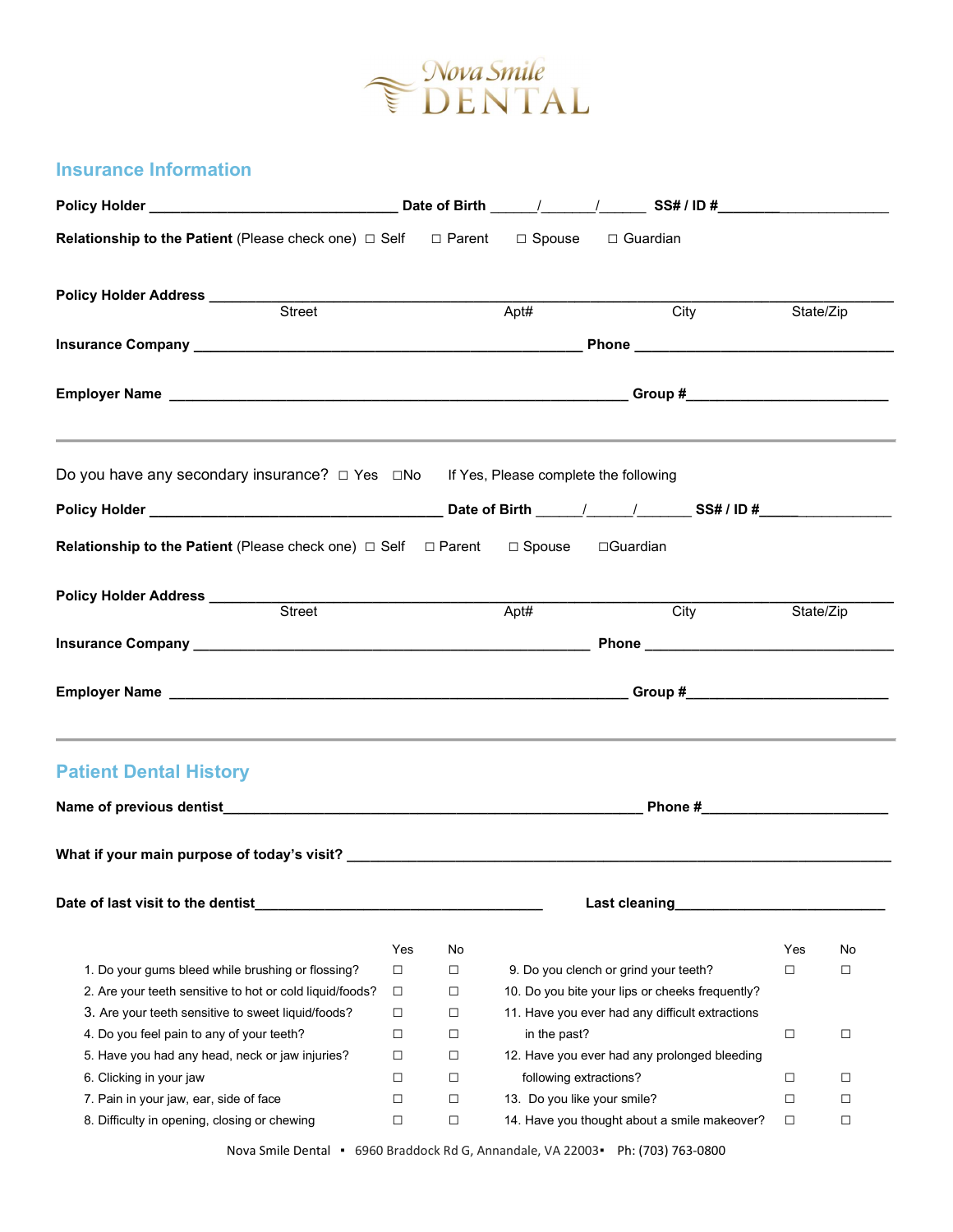Nova Smile DENTAL

## Insurance Information

**Policy Holder** _______________________________ **Date of Birth** ______/_______/______ **SS# / ID #**_______________________

**Relationship to the Patient** (Please check one) ☐ Self ☐ Parent ☐ Spouse ☐ Guardian

**Policy Holder Address** ______________________________________________________________________________
Street Apt# City State/Zip

**Insurance Company** ______________________________________________ **Phone** ________________________________

**Employer Name** ______________________________________________________ **Group #**_________________________

---

Do you have any secondary insurance? ☐ Yes ☐No If Yes, Please complete the following

**Policy Holder** ___________________________________ **Date of Birth** ______/______/_______ **SS# / ID #**________________

**Relationship to the Patient** (Please check one) ☐ Self ☐ Parent ☐ Spouse ☐Guardian

**Policy Holder Address** ______________________________________________________________________________
Street Apt# City State/Zip

**Insurance Company** ______________________________________________ **Phone** ______________________________

**Employer Name** ______________________________________________________ **Group #**_________________________

---

## Patient Dental History

**Name of previous dentist**_______________________________________________ **Phone #**_______________________

**What if your main purpose of today's visit?** ____________________________________________________________

**Date of last visit to the dentist**____________________________________ **Last cleaning**___________________________

| | Yes | No |
|---|---|---|
| 1. Do your gums bleed while brushing or flossing? | ☐ | ☐ |
| 2. Are your teeth sensitive to hot or cold liquid/foods? | ☐ | ☐ |
| 3. Are your teeth sensitive to sweet liquid/foods? | ☐ | ☐ |
| 4. Do you feel pain to any of your teeth? | ☐ | ☐ |
| 5. Have you had any head, neck or jaw injuries? | ☐ | ☐ |
| 6. Clicking in your jaw | ☐ | ☐ |
| 7. Pain in your jaw, ear, side of face | ☐ | ☐ |
| 8. Difficulty in opening, closing or chewing | ☐ | ☐ |
| 9. Do you clench or grind your teeth? | ☐ | ☐ |
| 10. Do you bite your lips or cheeks frequently? | ☐ | ☐ |
| 11. Have you ever had any difficult extractions in the past? | ☐ | ☐ |
| 12. Have you ever had any prolonged bleeding following extractions? | ☐ | ☐ |
| 13. Do you like your smile? | ☐ | ☐ |
| 14. Have you thought about a smile makeover? | ☐ | ☐ |

Nova Smile Dental ▪ 6960 Braddock Rd G, Annandale, VA 22003▪ Ph: (703) 763-0800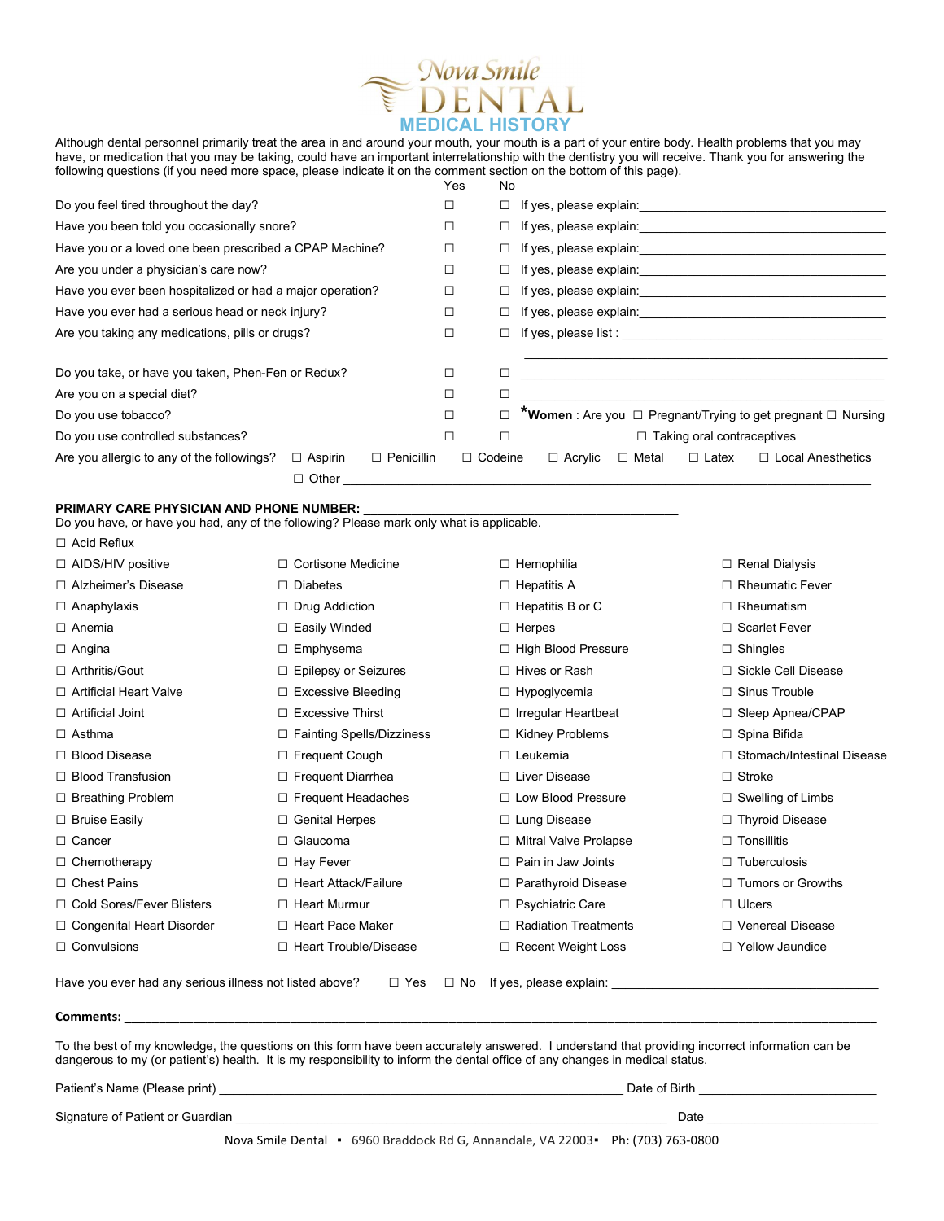# Nova Smile DENTAL

## MEDICAL HISTORY

Although dental personnel primarily treat the area in and around your mouth, your mouth is a part of your entire body. Health problems that you may have, or medication that you may be taking, could have an important interrelationship with the dentistry you will receive. Thank you for answering the following questions (if you need more space, please indicate it on the comment section on the bottom of this page).

| | Yes | No | |
|---|---|---|---|
| Do you feel tired throughout the day? | ☐ | ☐ | If yes, please explain:___________________________ |
| Have you been told you occasionally snore? | ☐ | ☐ | If yes, please explain:___________________________ |
| Have you or a loved one been prescribed a CPAP Machine? | ☐ | ☐ | If yes, please explain:___________________________ |
| Are you under a physician's care now? | ☐ | ☐ | If yes, please explain:___________________________ |
| Have you ever been hospitalized or had a major operation? | ☐ | ☐ | If yes, please explain:___________________________ |
| Have you ever had a serious head or neck injury? | ☐ | ☐ | If yes, please explain:___________________________ |
| Are you taking any medications, pills or drugs? | ☐ | ☐ | If yes, please list : ___________________________ |
| Do you take, or have you taken, Phen-Fen or Redux? | ☐ | ☐ | ___________________________ |
| Are you on a special diet? | ☐ | ☐ | ___________________________ |
| Do you use tobacco? | ☐ | ☐ | ***Women** : Are you ☐ Pregnant/Trying to get pregnant ☐ Nursing |
| Do you use controlled substances? | ☐ | ☐ | ☐ Taking oral contraceptives |

Are you allergic to any of the followings? ☐ Aspirin ☐ Penicillin ☐ Codeine ☐ Acrylic ☐ Metal ☐ Latex ☐ Local Anesthetics

☐ Other ___________________________________________

**PRIMARY CARE PHYSICIAN AND PHONE NUMBER:** ___________________________

Do you have, or have you had, any of the following? Please mark only what is applicable.

☐ Acid Reflux

| | | | |
|---|---|---|---|
| ☐ AIDS/HIV positive | ☐ Cortisone Medicine | ☐ Hemophilia | ☐ Renal Dialysis |
| ☐ Alzheimer's Disease | ☐ Diabetes | ☐ Hepatitis A | ☐ Rheumatic Fever |
| ☐ Anaphylaxis | ☐ Drug Addiction | ☐ Hepatitis B or C | ☐ Rheumatism |
| ☐ Anemia | ☐ Easily Winded | ☐ Herpes | ☐ Scarlet Fever |
| ☐ Angina | ☐ Emphysema | ☐ High Blood Pressure | ☐ Shingles |
| ☐ Arthritis/Gout | ☐ Epilepsy or Seizures | ☐ Hives or Rash | ☐ Sickle Cell Disease |
| ☐ Artificial Heart Valve | ☐ Excessive Bleeding | ☐ Hypoglycemia | ☐ Sinus Trouble |
| ☐ Artificial Joint | ☐ Excessive Thirst | ☐ Irregular Heartbeat | ☐ Sleep Apnea/CPAP |
| ☐ Asthma | ☐ Fainting Spells/Dizziness | ☐ Kidney Problems | ☐ Spina Bifida |
| ☐ Blood Disease | ☐ Frequent Cough | ☐ Leukemia | ☐ Stomach/Intestinal Disease |
| ☐ Blood Transfusion | ☐ Frequent Diarrhea | ☐ Liver Disease | ☐ Stroke |
| ☐ Breathing Problem | ☐ Frequent Headaches | ☐ Low Blood Pressure | ☐ Swelling of Limbs |
| ☐ Bruise Easily | ☐ Genital Herpes | ☐ Lung Disease | ☐ Thyroid Disease |
| ☐ Cancer | ☐ Glaucoma | ☐ Mitral Valve Prolapse | ☐ Tonsillitis |
| ☐ Chemotherapy | ☐ Hay Fever | ☐ Pain in Jaw Joints | ☐ Tuberculosis |
| ☐ Chest Pains | ☐ Heart Attack/Failure | ☐ Parathyroid Disease | ☐ Tumors or Growths |
| ☐ Cold Sores/Fever Blisters | ☐ Heart Murmur | ☐ Psychiatric Care | ☐ Ulcers |
| ☐ Congenital Heart Disorder | ☐ Heart Pace Maker | ☐ Radiation Treatments | ☐ Venereal Disease |
| ☐ Convulsions | ☐ Heart Trouble/Disease | ☐ Recent Weight Loss | ☐ Yellow Jaundice |

Have you ever had any serious illness not listed above? ☐ Yes ☐ No If yes, please explain: ___________________________

**Comments:** ___________________________________________

To the best of my knowledge, the questions on this form have been accurately answered. I understand that providing incorrect information can be dangerous to my (or patient's) health. It is my responsibility to inform the dental office of any changes in medical status.

Patient's Name (Please print) ___________________________ Date of Birth ___________________

Signature of Patient or Guardian ___________________________ Date ___________________

Nova Smile Dental ▪ 6960 Braddock Rd G, Annandale, VA 22003▪ Ph: (703) 763-0800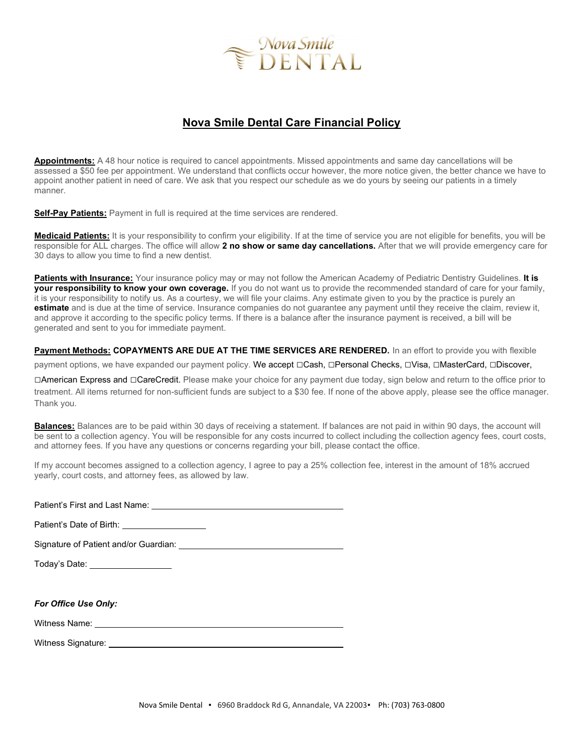Nova Smile DENTAL

# Nova Smile Dental Care Financial Policy

**Appointments:** A 48 hour notice is required to cancel appointments. Missed appointments and same day cancellations will be assessed a $50 fee per appointment. We understand that conflicts occur however, the more notice given, the better chance we have to appoint another patient in need of care. We ask that you respect our schedule as we do yours by seeing our patients in a timely manner.

**Self-Pay Patients:** Payment in full is required at the time services are rendered.

**Medicaid Patients:** It is your responsibility to confirm your eligibility. If at the time of service you are not eligible for benefits, you will be responsible for ALL charges. The office will allow **2 no show or same day cancellations.** After that we will provide emergency care for 30 days to allow you time to find a new dentist.

**Patients with Insurance:** Your insurance policy may or may not follow the American Academy of Pediatric Dentistry Guidelines. **It is your responsibility to know your own coverage.** If you do not want us to provide the recommended standard of care for your family, it is your responsibility to notify us. As a courtesy, we will file your claims. Any estimate given to you by the practice is purely an **estimate** and is due at the time of service. Insurance companies do not guarantee any payment until they receive the claim, review it, and approve it according to the specific policy terms. If there is a balance after the insurance payment is received, a bill will be generated and sent to you for immediate payment.

**Payment Methods: COPAYMENTS ARE DUE AT THE TIME SERVICES ARE RENDERED.** In an effort to provide you with flexible payment options, we have expanded our payment policy. We accept ☐Cash, ☐Personal Checks, ☐Visa, ☐MasterCard, ☐Discover, ☐American Express and ☐CareCredit. Please make your choice for any payment due today, sign below and return to the office prior to treatment. All items returned for non-sufficient funds are subject to a $30 fee. If none of the above apply, please see the office manager. Thank you.

**Balances:** Balances are to be paid within 30 days of receiving a statement. If balances are not paid in within 90 days, the account will be sent to a collection agency. You will be responsible for any costs incurred to collect including the collection agency fees, court costs, and attorney fees. If you have any questions or concerns regarding your bill, please contact the office.

If my account becomes assigned to a collection agency, I agree to pay a 25% collection fee, interest in the amount of 18% accrued yearly, court costs, and attorney fees, as allowed by law.

Patient's First and Last Name: ______________________________

Patient's Date of Birth: ______________

Signature of Patient and/or Guardian: ______________________________

Today's Date: ______________

***For Office Use Only:***

Witness Name: ______________________________

Witness Signature: ______________________________

Nova Smile Dental ▪ 6960 Braddock Rd G, Annandale, VA 22003▪ Ph: (703) 763-0800